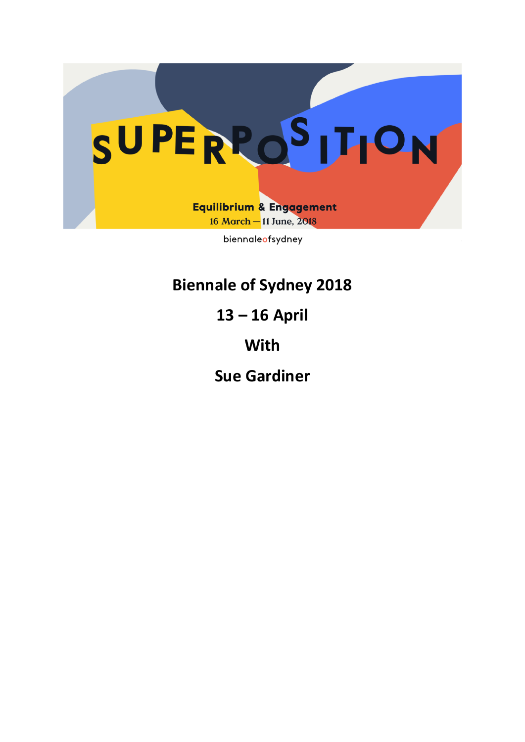SUPERPOSITION

Equilibrium & Engagement

16 March — 11 June, 2018

biennaleofsydney

# Biennale of Sydney 2018

## 13 – 16 April

## With

## Sue Gardiner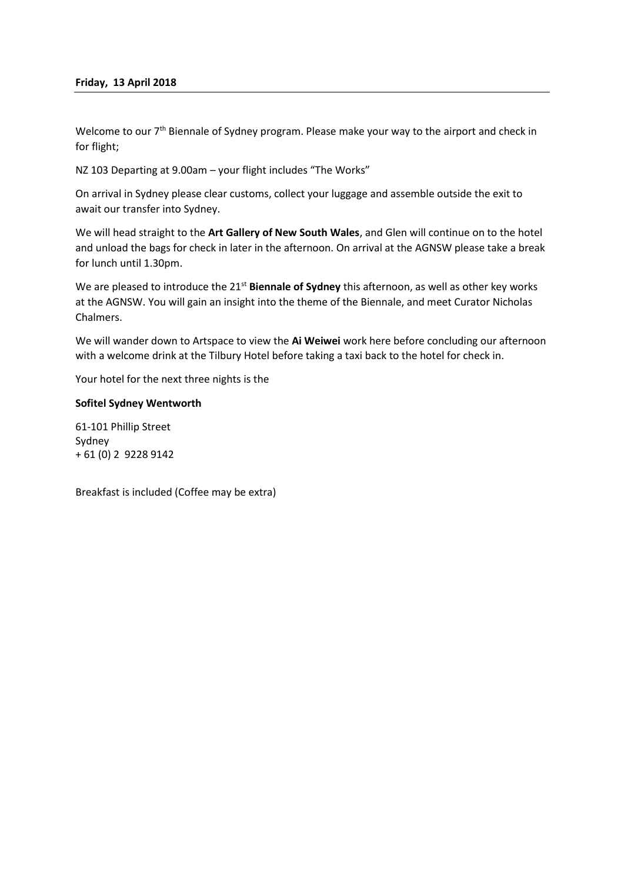**Friday, 13 April 2018**

Welcome to our 7th Biennale of Sydney program. Please make your way to the airport and check in for flight;

NZ 103 Departing at 9.00am – your flight includes "The Works"

On arrival in Sydney please clear customs, collect your luggage and assemble outside the exit to await our transfer into Sydney.

We will head straight to the **Art Gallery of New South Wales**, and Glen will continue on to the hotel and unload the bags for check in later in the afternoon. On arrival at the AGNSW please take a break for lunch until 1.30pm.

We are pleased to introduce the 21st **Biennale of Sydney** this afternoon, as well as other key works at the AGNSW. You will gain an insight into the theme of the Biennale, and meet Curator Nicholas Chalmers.

We will wander down to Artspace to view the **Ai Weiwei** work here before concluding our afternoon with a welcome drink at the Tilbury Hotel before taking a taxi back to the hotel for check in.

Your hotel for the next three nights is the

**Sofitel Sydney Wentworth**

61-101 Phillip Street
Sydney
+ 61 (0) 2 9228 9142

Breakfast is included (Coffee may be extra)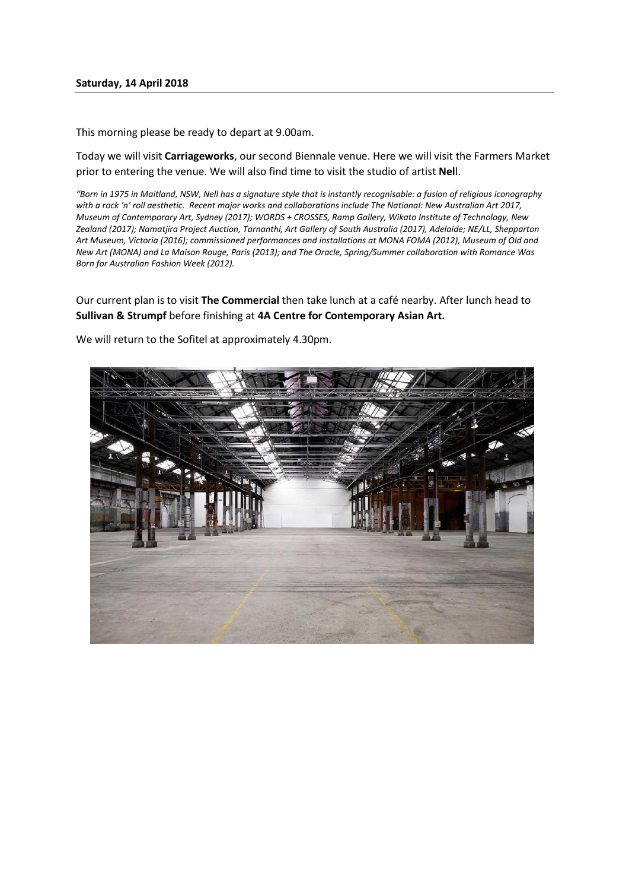**Saturday, 14 April 2018**

This morning please be ready to depart at 9.00am.

Today we will visit **Carriageworks**, our second Biennale venue. Here we will visit the Farmers Market prior to entering the venue. We will also find time to visit the studio of artist **Nel**l.

*"Born in 1975 in Maitland, NSW, Nell has a signature style that is instantly recognisable: a fusion of religious iconography with a rock 'n' roll aesthetic. Recent major works and collaborations include The National: New Australian Art 2017, Museum of Contemporary Art, Sydney (2017); WORDS + CROSSES, Ramp Gallery, Wikato Institute of Technology, New Zealand (2017); Namatjira Project Auction, Tarnanthi, Art Gallery of South Australia (2017), Adelaide; NE/LL, Shepparton Art Museum, Victoria (2016); commissioned performances and installations at MONA FOMA (2012), Museum of Old and New Art (MONA) and La Maison Rouge, Paris (2013); and The Oracle, Spring/Summer collaboration with Romance Was Born for Australian Fashion Week (2012).*

Our current plan is to visit **The Commercial** then take lunch at a café nearby. After lunch head to **Sullivan & Strumpf** before finishing at **4A Centre for Contemporary Asian Art.**

We will return to the Sofitel at approximately 4.30pm.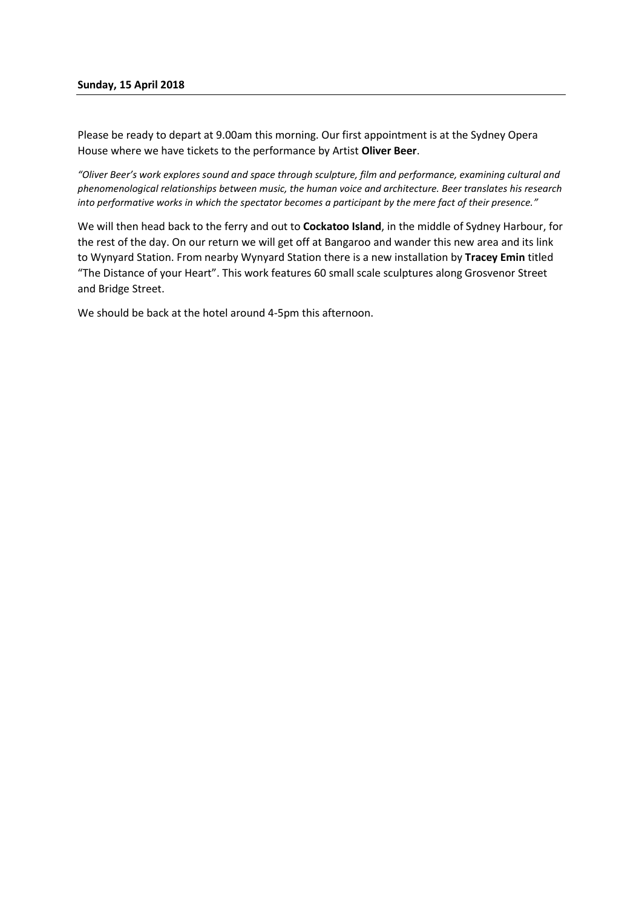**Sunday, 15 April 2018**

Please be ready to depart at 9.00am this morning. Our first appointment is at the Sydney Opera House where we have tickets to the performance by Artist **Oliver Beer**.

*"Oliver Beer's work explores sound and space through sculpture, film and performance, examining cultural and phenomenological relationships between music, the human voice and architecture. Beer translates his research into performative works in which the spectator becomes a participant by the mere fact of their presence."*

We will then head back to the ferry and out to **Cockatoo Island**, in the middle of Sydney Harbour, for the rest of the day. On our return we will get off at Bangaroo and wander this new area and its link to Wynyard Station. From nearby Wynyard Station there is a new installation by **Tracey Emin** titled "The Distance of your Heart". This work features 60 small scale sculptures along Grosvenor Street and Bridge Street.

We should be back at the hotel around 4-5pm this afternoon.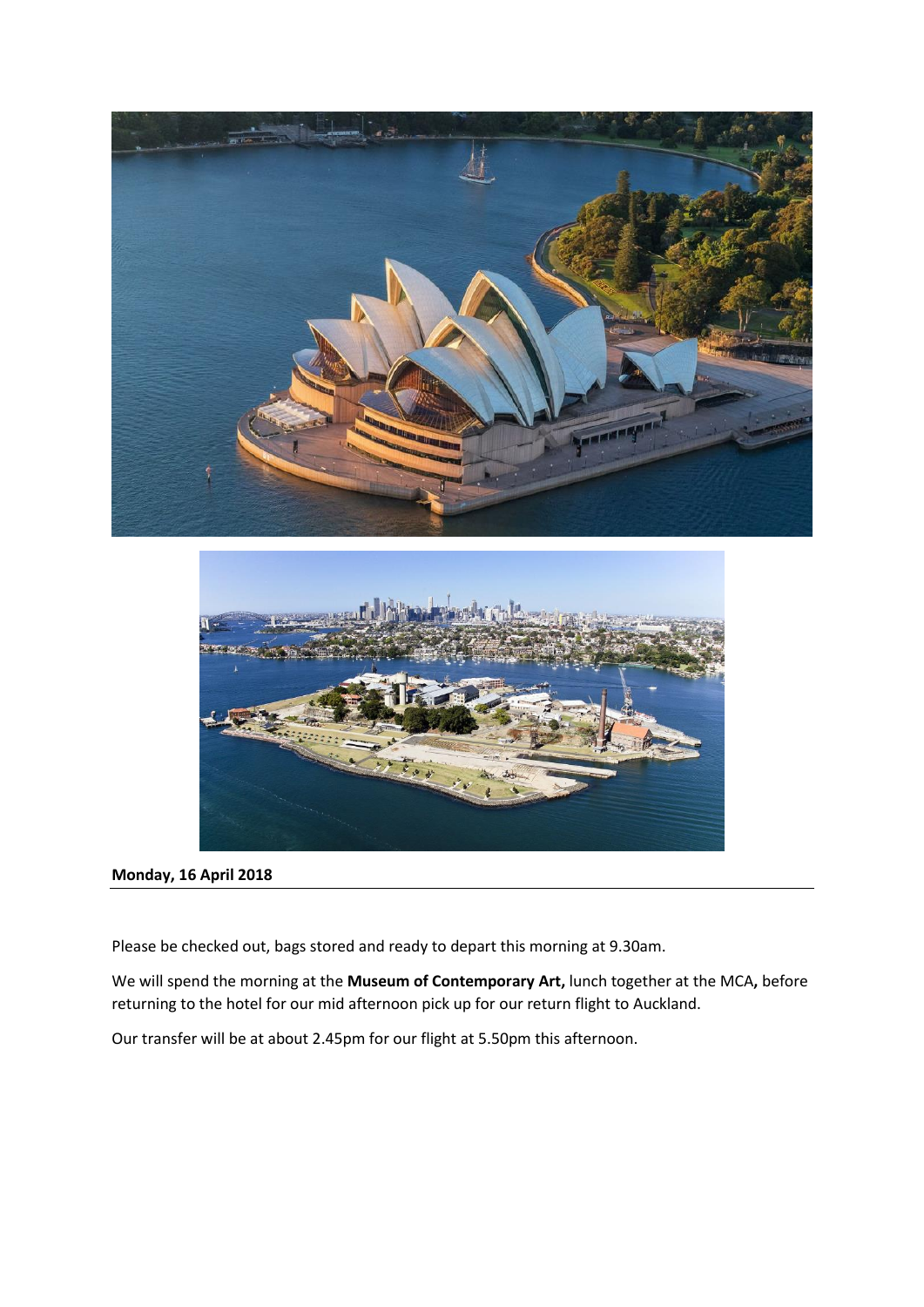**Monday, 16 April 2018**

Please be checked out, bags stored and ready to depart this morning at 9.30am.

We will spend the morning at the **Museum of Contemporary Art,** lunch together at the MCA**,** before returning to the hotel for our mid afternoon pick up for our return flight to Auckland.

Our transfer will be at about 2.45pm for our flight at 5.50pm this afternoon.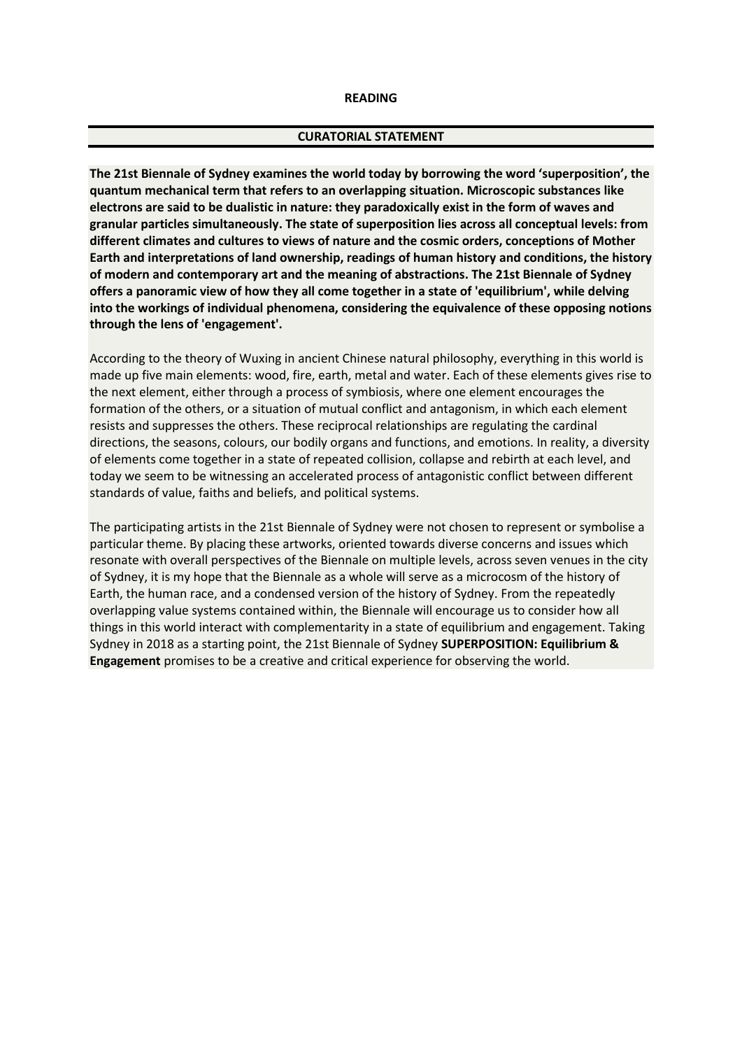**READING**

**CURATORIAL STATEMENT**

**The 21st Biennale of Sydney examines the world today by borrowing the word 'superposition', the quantum mechanical term that refers to an overlapping situation. Microscopic substances like electrons are said to be dualistic in nature: they paradoxically exist in the form of waves and granular particles simultaneously. The state of superposition lies across all conceptual levels: from different climates and cultures to views of nature and the cosmic orders, conceptions of Mother Earth and interpretations of land ownership, readings of human history and conditions, the history of modern and contemporary art and the meaning of abstractions. The 21st Biennale of Sydney offers a panoramic view of how they all come together in a state of 'equilibrium', while delving into the workings of individual phenomena, considering the equivalence of these opposing notions through the lens of 'engagement'.**

According to the theory of Wuxing in ancient Chinese natural philosophy, everything in this world is made up five main elements: wood, fire, earth, metal and water. Each of these elements gives rise to the next element, either through a process of symbiosis, where one element encourages the formation of the others, or a situation of mutual conflict and antagonism, in which each element resists and suppresses the others. These reciprocal relationships are regulating the cardinal directions, the seasons, colours, our bodily organs and functions, and emotions. In reality, a diversity of elements come together in a state of repeated collision, collapse and rebirth at each level, and today we seem to be witnessing an accelerated process of antagonistic conflict between different standards of value, faiths and beliefs, and political systems.

The participating artists in the 21st Biennale of Sydney were not chosen to represent or symbolise a particular theme. By placing these artworks, oriented towards diverse concerns and issues which resonate with overall perspectives of the Biennale on multiple levels, across seven venues in the city of Sydney, it is my hope that the Biennale as a whole will serve as a microcosm of the history of Earth, the human race, and a condensed version of the history of Sydney. From the repeatedly overlapping value systems contained within, the Biennale will encourage us to consider how all things in this world interact with complementarity in a state of equilibrium and engagement. Taking Sydney in 2018 as a starting point, the 21st Biennale of Sydney **SUPERPOSITION: Equilibrium & Engagement** promises to be a creative and critical experience for observing the world.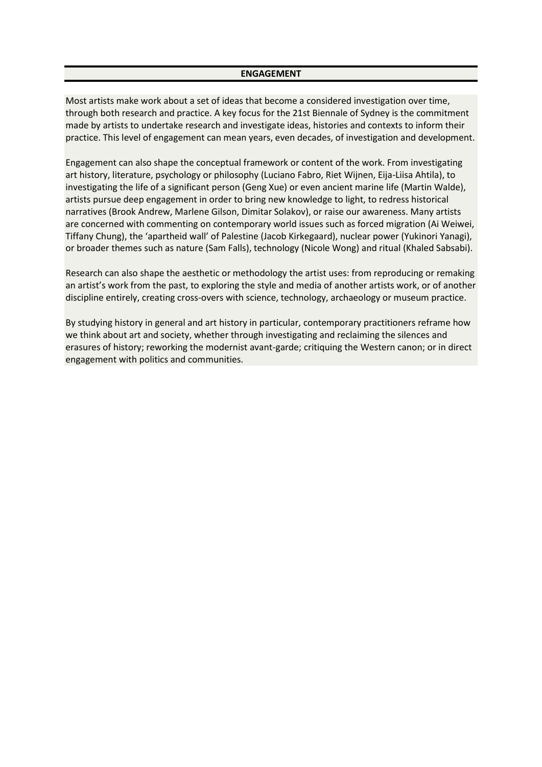## ENGAGEMENT

Most artists make work about a set of ideas that become a considered investigation over time, through both research and practice. A key focus for the 21st Biennale of Sydney is the commitment made by artists to undertake research and investigate ideas, histories and contexts to inform their practice. This level of engagement can mean years, even decades, of investigation and development.

Engagement can also shape the conceptual framework or content of the work. From investigating art history, literature, psychology or philosophy (Luciano Fabro, Riet Wijnen, Eija-Liisa Ahtila), to investigating the life of a significant person (Geng Xue) or even ancient marine life (Martin Walde), artists pursue deep engagement in order to bring new knowledge to light, to redress historical narratives (Brook Andrew, Marlene Gilson, Dimitar Solakov), or raise our awareness. Many artists are concerned with commenting on contemporary world issues such as forced migration (Ai Weiwei, Tiffany Chung), the 'apartheid wall' of Palestine (Jacob Kirkegaard), nuclear power (Yukinori Yanagi), or broader themes such as nature (Sam Falls), technology (Nicole Wong) and ritual (Khaled Sabsabi).

Research can also shape the aesthetic or methodology the artist uses: from reproducing or remaking an artist's work from the past, to exploring the style and media of another artists work, or of another discipline entirely, creating cross-overs with science, technology, archaeology or museum practice.

By studying history in general and art history in particular, contemporary practitioners reframe how we think about art and society, whether through investigating and reclaiming the silences and erasures of history; reworking the modernist avant-garde; critiquing the Western canon; or in direct engagement with politics and communities.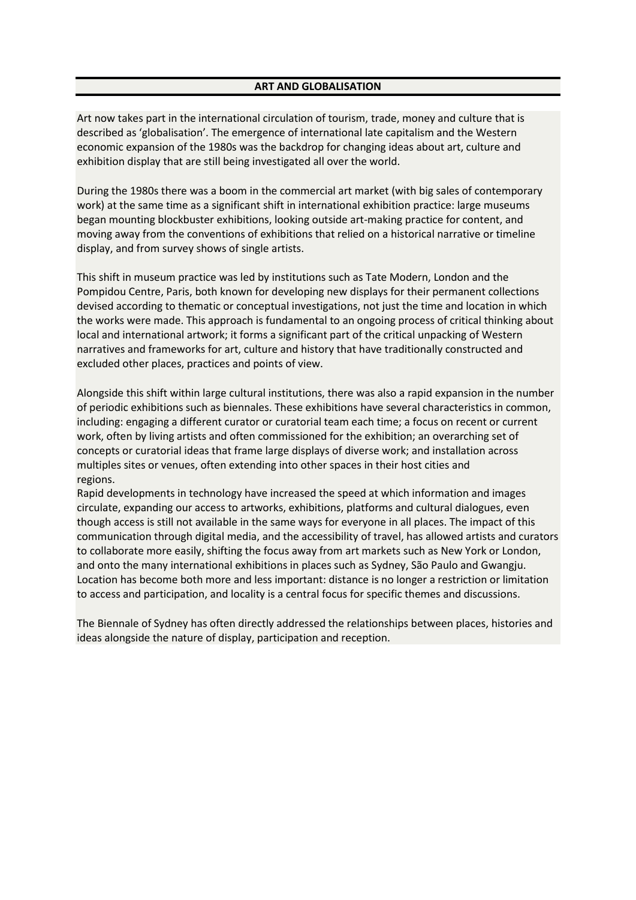## ART AND GLOBALISATION

Art now takes part in the international circulation of tourism, trade, money and culture that is described as 'globalisation'. The emergence of international late capitalism and the Western economic expansion of the 1980s was the backdrop for changing ideas about art, culture and exhibition display that are still being investigated all over the world.

During the 1980s there was a boom in the commercial art market (with big sales of contemporary work) at the same time as a significant shift in international exhibition practice: large museums began mounting blockbuster exhibitions, looking outside art-making practice for content, and moving away from the conventions of exhibitions that relied on a historical narrative or timeline display, and from survey shows of single artists.

This shift in museum practice was led by institutions such as Tate Modern, London and the Pompidou Centre, Paris, both known for developing new displays for their permanent collections devised according to thematic or conceptual investigations, not just the time and location in which the works were made. This approach is fundamental to an ongoing process of critical thinking about local and international artwork; it forms a significant part of the critical unpacking of Western narratives and frameworks for art, culture and history that have traditionally constructed and excluded other places, practices and points of view.

Alongside this shift within large cultural institutions, there was also a rapid expansion in the number of periodic exhibitions such as biennales. These exhibitions have several characteristics in common, including: engaging a different curator or curatorial team each time; a focus on recent or current work, often by living artists and often commissioned for the exhibition; an overarching set of concepts or curatorial ideas that frame large displays of diverse work; and installation across multiples sites or venues, often extending into other spaces in their host cities and regions.

Rapid developments in technology have increased the speed at which information and images circulate, expanding our access to artworks, exhibitions, platforms and cultural dialogues, even though access is still not available in the same ways for everyone in all places. The impact of this communication through digital media, and the accessibility of travel, has allowed artists and curators to collaborate more easily, shifting the focus away from art markets such as New York or London, and onto the many international exhibitions in places such as Sydney, São Paulo and Gwangju. Location has become both more and less important: distance is no longer a restriction or limitation to access and participation, and locality is a central focus for specific themes and discussions.

The Biennale of Sydney has often directly addressed the relationships between places, histories and ideas alongside the nature of display, participation and reception.